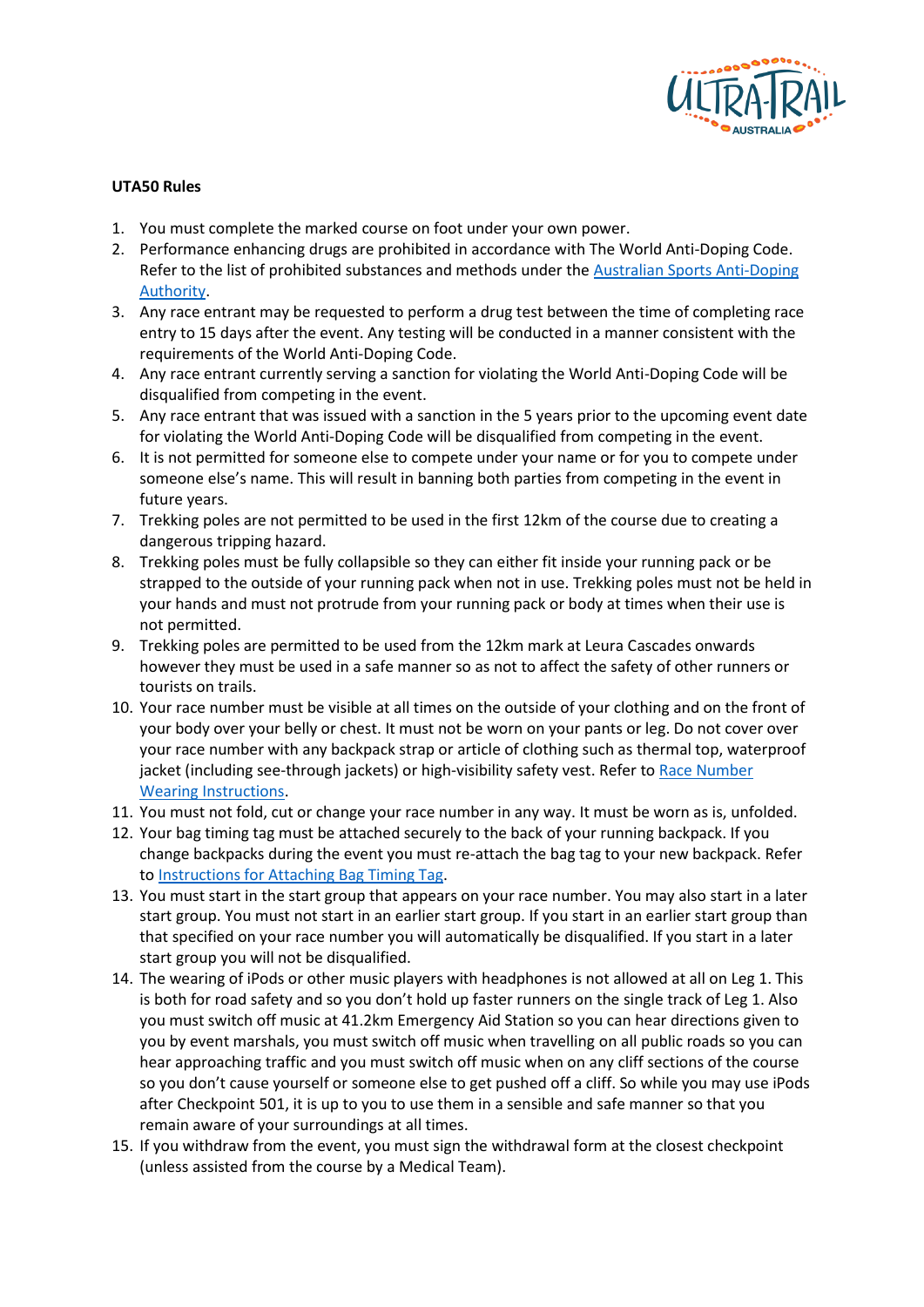**UTA50 Rules**

1. You must complete the marked course on foot under your own power.
2. Performance enhancing drugs are prohibited in accordance with The World Anti-Doping Code. Refer to the list of prohibited substances and methods under the Australian Sports Anti-Doping Authority.
3. Any race entrant may be requested to perform a drug test between the time of completing race entry to 15 days after the event. Any testing will be conducted in a manner consistent with the requirements of the World Anti-Doping Code.
4. Any race entrant currently serving a sanction for violating the World Anti-Doping Code will be disqualified from competing in the event.
5. Any race entrant that was issued with a sanction in the 5 years prior to the upcoming event date for violating the World Anti-Doping Code will be disqualified from competing in the event.
6. It is not permitted for someone else to compete under your name or for you to compete under someone else's name. This will result in banning both parties from competing in the event in future years.
7. Trekking poles are not permitted to be used in the first 12km of the course due to creating a dangerous tripping hazard.
8. Trekking poles must be fully collapsible so they can either fit inside your running pack or be strapped to the outside of your running pack when not in use. Trekking poles must not be held in your hands and must not protrude from your running pack or body at times when their use is not permitted.
9. Trekking poles are permitted to be used from the 12km mark at Leura Cascades onwards however they must be used in a safe manner so as not to affect the safety of other runners or tourists on trails.
10. Your race number must be visible at all times on the outside of your clothing and on the front of your body over your belly or chest. It must not be worn on your pants or leg. Do not cover over your race number with any backpack strap or article of clothing such as thermal top, waterproof jacket (including see-through jackets) or high-visibility safety vest. Refer to Race Number Wearing Instructions.
11. You must not fold, cut or change your race number in any way. It must be worn as is, unfolded.
12. Your bag timing tag must be attached securely to the back of your running backpack. If you change backpacks during the event you must re-attach the bag tag to your new backpack. Refer to Instructions for Attaching Bag Timing Tag.
13. You must start in the start group that appears on your race number. You may also start in a later start group. You must not start in an earlier start group. If you start in an earlier start group than that specified on your race number you will automatically be disqualified. If you start in a later start group you will not be disqualified.
14. The wearing of iPods or other music players with headphones is not allowed at all on Leg 1. This is both for road safety and so you don't hold up faster runners on the single track of Leg 1. Also you must switch off music at 41.2km Emergency Aid Station so you can hear directions given to you by event marshals, you must switch off music when travelling on all public roads so you can hear approaching traffic and you must switch off music when on any cliff sections of the course so you don't cause yourself or someone else to get pushed off a cliff. So while you may use iPods after Checkpoint 501, it is up to you to use them in a sensible and safe manner so that you remain aware of your surroundings at all times.
15. If you withdraw from the event, you must sign the withdrawal form at the closest checkpoint (unless assisted from the course by a Medical Team).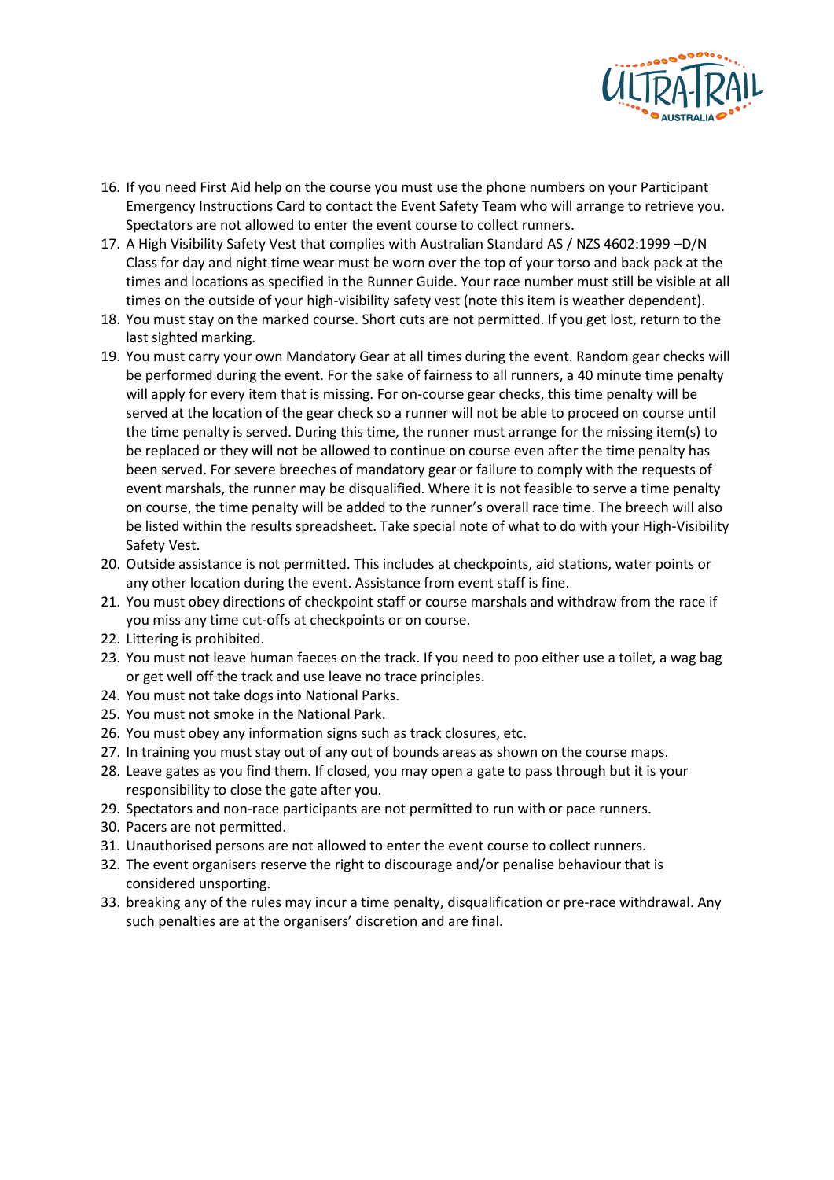16. If you need First Aid help on the course you must use the phone numbers on your Participant Emergency Instructions Card to contact the Event Safety Team who will arrange to retrieve you. Spectators are not allowed to enter the event course to collect runners.
17. A High Visibility Safety Vest that complies with Australian Standard AS / NZS 4602:1999 –D/N Class for day and night time wear must be worn over the top of your torso and back pack at the times and locations as specified in the Runner Guide. Your race number must still be visible at all times on the outside of your high-visibility safety vest (note this item is weather dependent).
18. You must stay on the marked course. Short cuts are not permitted. If you get lost, return to the last sighted marking.
19. You must carry your own Mandatory Gear at all times during the event. Random gear checks will be performed during the event. For the sake of fairness to all runners, a 40 minute time penalty will apply for every item that is missing. For on-course gear checks, this time penalty will be served at the location of the gear check so a runner will not be able to proceed on course until the time penalty is served. During this time, the runner must arrange for the missing item(s) to be replaced or they will not be allowed to continue on course even after the time penalty has been served. For severe breeches of mandatory gear or failure to comply with the requests of event marshals, the runner may be disqualified. Where it is not feasible to serve a time penalty on course, the time penalty will be added to the runner's overall race time. The breech will also be listed within the results spreadsheet. Take special note of what to do with your High-Visibility Safety Vest.
20. Outside assistance is not permitted. This includes at checkpoints, aid stations, water points or any other location during the event. Assistance from event staff is fine.
21. You must obey directions of checkpoint staff or course marshals and withdraw from the race if you miss any time cut-offs at checkpoints or on course.
22. Littering is prohibited.
23. You must not leave human faeces on the track. If you need to poo either use a toilet, a wag bag or get well off the track and use leave no trace principles.
24. You must not take dogs into National Parks.
25. You must not smoke in the National Park.
26. You must obey any information signs such as track closures, etc.
27. In training you must stay out of any out of bounds areas as shown on the course maps.
28. Leave gates as you find them. If closed, you may open a gate to pass through but it is your responsibility to close the gate after you.
29. Spectators and non-race participants are not permitted to run with or pace runners.
30. Pacers are not permitted.
31. Unauthorised persons are not allowed to enter the event course to collect runners.
32. The event organisers reserve the right to discourage and/or penalise behaviour that is considered unsporting.
33. breaking any of the rules may incur a time penalty, disqualification or pre-race withdrawal. Any such penalties are at the organisers' discretion and are final.